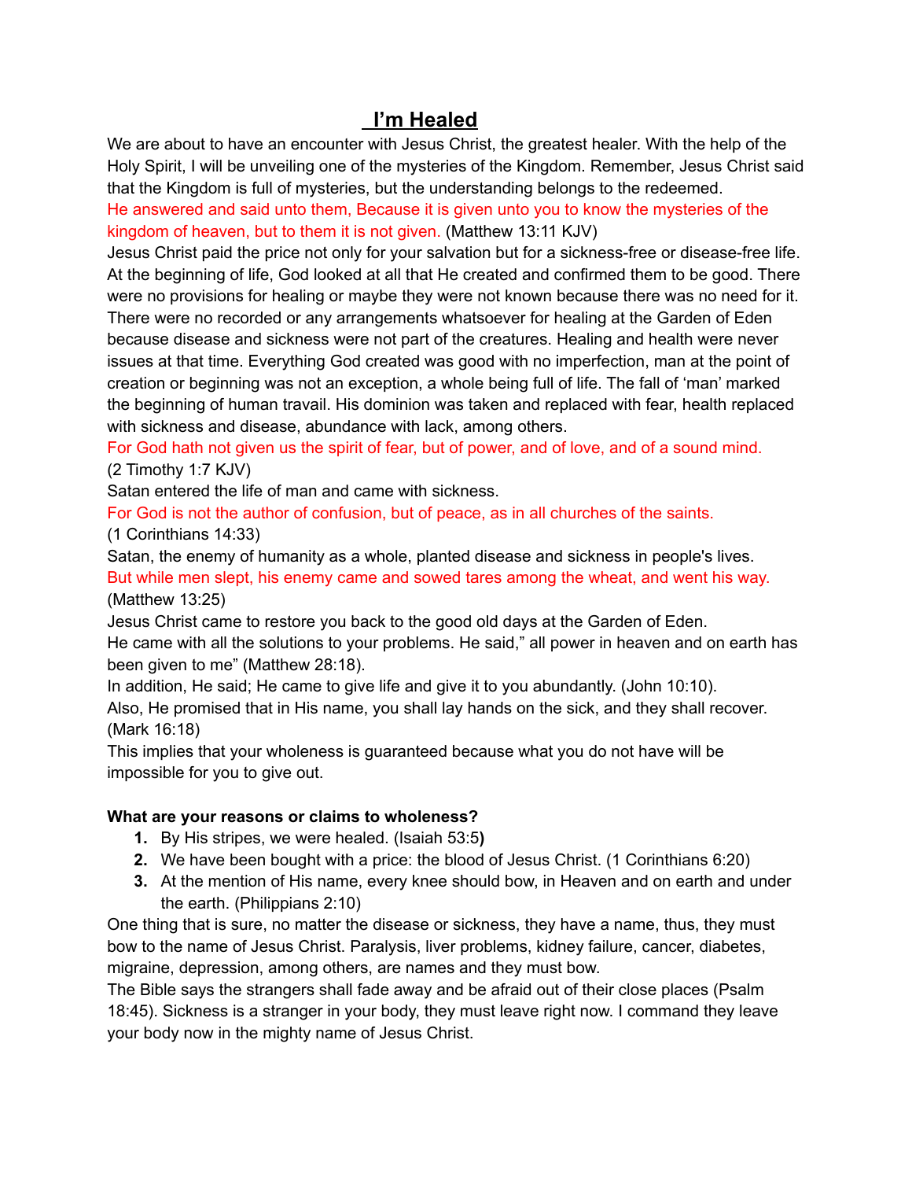# I'm Healed

We are about to have an encounter with Jesus Christ, the greatest healer. With the help of the Holy Spirit, I will be unveiling one of the mysteries of the Kingdom. Remember, Jesus Christ said that the Kingdom is full of mysteries, but the understanding belongs to the redeemed.

He answered and said unto them, Because it is given unto you to know the mysteries of the kingdom of heaven, but to them it is not given. (Matthew 13:11 KJV)

Jesus Christ paid the price not only for your salvation but for a sickness-free or disease-free life. At the beginning of life, God looked at all that He created and confirmed them to be good. There were no provisions for healing or maybe they were not known because there was no need for it. There were no recorded or any arrangements whatsoever for healing at the Garden of Eden because disease and sickness were not part of the creatures. Healing and health were never issues at that time. Everything God created was good with no imperfection, man at the point of creation or beginning was not an exception, a whole being full of life. The fall of 'man' marked the beginning of human travail. His dominion was taken and replaced with fear, health replaced with sickness and disease, abundance with lack, among others.

For God hath not given us the spirit of fear, but of power, and of love, and of a sound mind.
(2 Timothy 1:7 KJV)

Satan entered the life of man and came with sickness.

For God is not the author of confusion, but of peace, as in all churches of the saints.
(1 Corinthians 14:33)

Satan, the enemy of humanity as a whole, planted disease and sickness in people's lives.

But while men slept, his enemy came and sowed tares among the wheat, and went his way.
(Matthew 13:25)

Jesus Christ came to restore you back to the good old days at the Garden of Eden.
He came with all the solutions to your problems. He said," all power in heaven and on earth has been given to me" (Matthew 28:18).
In addition, He said; He came to give life and give it to you abundantly. (John 10:10).
Also, He promised that in His name, you shall lay hands on the sick, and they shall recover. (Mark 16:18)
This implies that your wholeness is guaranteed because what you do not have will be impossible for you to give out.

**What are your reasons or claims to wholeness?**

1. By His stripes, we were healed. (Isaiah 53:5**)**
2. We have been bought with a price: the blood of Jesus Christ. (1 Corinthians 6:20)
3. At the mention of His name, every knee should bow, in Heaven and on earth and under the earth. (Philippians 2:10)

One thing that is sure, no matter the disease or sickness, they have a name, thus, they must bow to the name of Jesus Christ. Paralysis, liver problems, kidney failure, cancer, diabetes, migraine, depression, among others, are names and they must bow.
The Bible says the strangers shall fade away and be afraid out of their close places (Psalm 18:45). Sickness is a stranger in your body, they must leave right now. I command they leave your body now in the mighty name of Jesus Christ.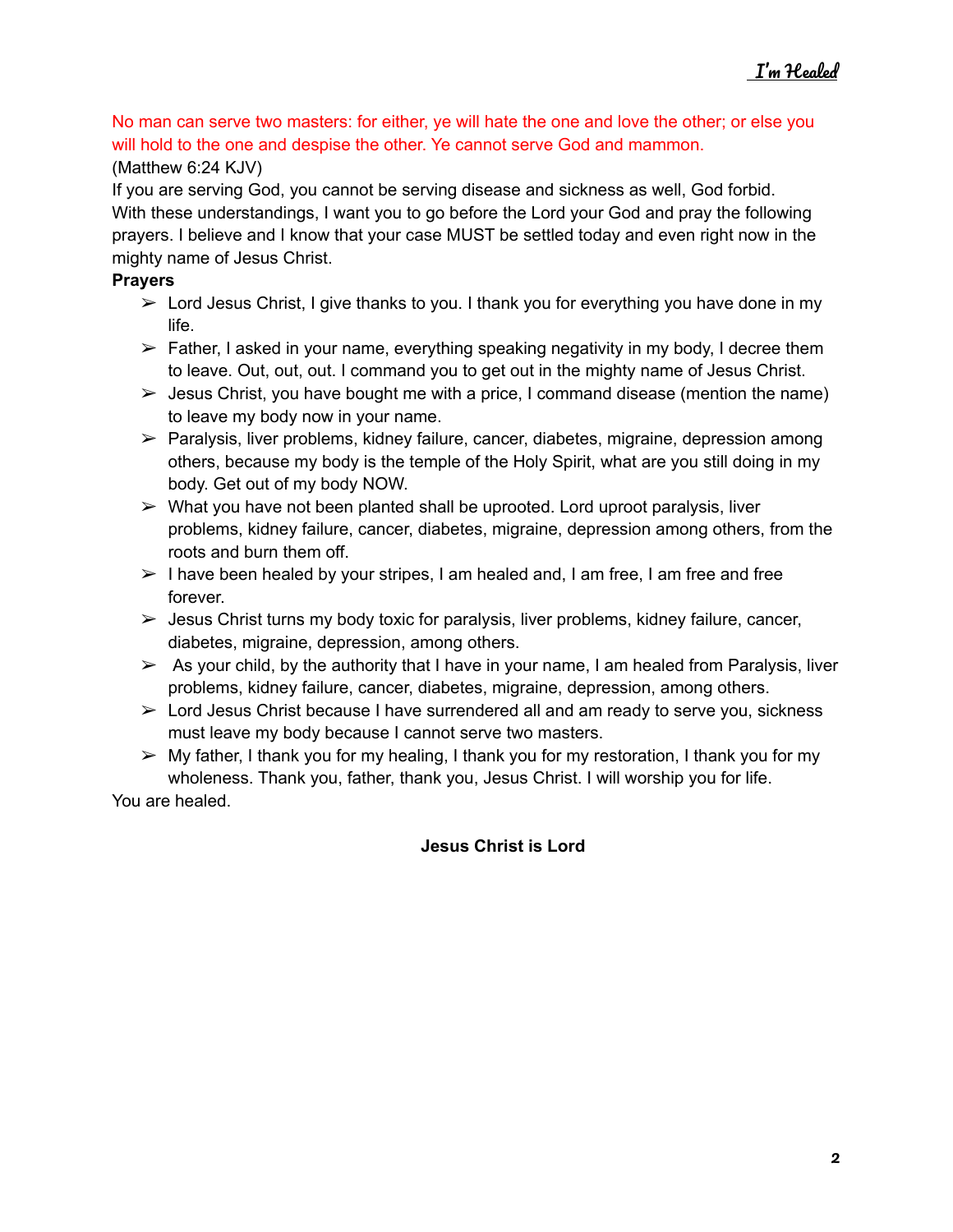No man can serve two masters: for either, ye will hate the one and love the other; or else you will hold to the one and despise the other. Ye cannot serve God and mammon.

(Matthew 6:24 KJV)

If you are serving God, you cannot be serving disease and sickness as well, God forbid.
With these understandings, I want you to go before the Lord your God and pray the following prayers. I believe and I know that your case MUST be settled today and even right now in the mighty name of Jesus Christ.

**Prayers**

- Lord Jesus Christ, I give thanks to you. I thank you for everything you have done in my life.
- Father, I asked in your name, everything speaking negativity in my body, I decree them to leave. Out, out, out. I command you to get out in the mighty name of Jesus Christ.
- Jesus Christ, you have bought me with a price, I command disease (mention the name) to leave my body now in your name.
- Paralysis, liver problems, kidney failure, cancer, diabetes, migraine, depression among others, because my body is the temple of the Holy Spirit, what are you still doing in my body. Get out of my body NOW.
- What you have not been planted shall be uprooted. Lord uproot paralysis, liver problems, kidney failure, cancer, diabetes, migraine, depression among others, from the roots and burn them off.
- I have been healed by your stripes, I am healed and, I am free, I am free and free forever.
- Jesus Christ turns my body toxic for paralysis, liver problems, kidney failure, cancer, diabetes, migraine, depression, among others.
- As your child, by the authority that I have in your name, I am healed from Paralysis, liver problems, kidney failure, cancer, diabetes, migraine, depression, among others.
- Lord Jesus Christ because I have surrendered all and am ready to serve you, sickness must leave my body because I cannot serve two masters.
- My father, I thank you for my healing, I thank you for my restoration, I thank you for my wholeness. Thank you, father, thank you, Jesus Christ. I will worship you for life.

You are healed.

**Jesus Christ is Lord**